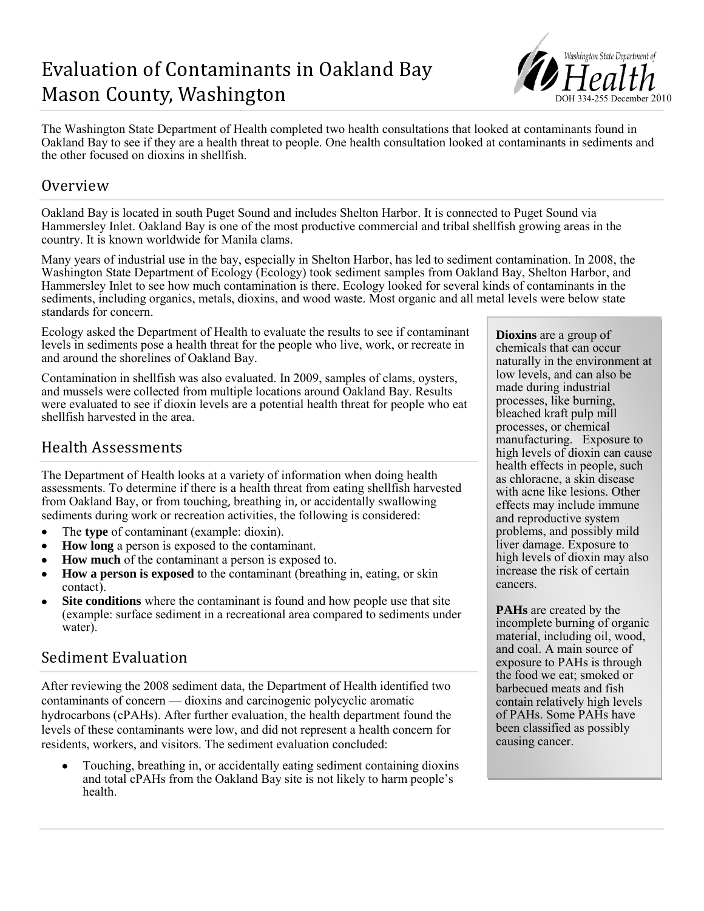# Evaluation of Contaminants in Oakland Bay Mason County, Washington

Washington State Department of Health

DOH 334-255 December 2010

The Washington State Department of Health completed two health consultations that looked at contaminants found in Oakland Bay to see if they are a health threat to people. One health consultation looked at contaminants in sediments and the other focused on dioxins in shellfish.

## Overview

Oakland Bay is located in south Puget Sound and includes Shelton Harbor. It is connected to Puget Sound via Hammersley Inlet. Oakland Bay is one of the most productive commercial and tribal shellfish growing areas in the country. It is known worldwide for Manila clams.

Many years of industrial use in the bay, especially in Shelton Harbor, has led to sediment contamination. In 2008, the Washington State Department of Ecology (Ecology) took sediment samples from Oakland Bay, Shelton Harbor, and Hammersley Inlet to see how much contamination is there. Ecology looked for several kinds of contaminants in the sediments, including organics, metals, dioxins, and wood waste. Most organic and all metal levels were below state standards for concern.

Ecology asked the Department of Health to evaluate the results to see if contaminant levels in sediments pose a health threat for the people who live, work, or recreate in and around the shorelines of Oakland Bay.

Contamination in shellfish was also evaluated. In 2009, samples of clams, oysters, and mussels were collected from multiple locations around Oakland Bay. Results were evaluated to see if dioxin levels are a potential health threat for people who eat shellfish harvested in the area.

## Health Assessments

The Department of Health looks at a variety of information when doing health assessments. To determine if there is a health threat from eating shellfish harvested from Oakland Bay, or from touching, breathing in, or accidentally swallowing sediments during work or recreation activities, the following is considered:

- The **type** of contaminant (example: dioxin).
- **How long** a person is exposed to the contaminant.
- **How much** of the contaminant a person is exposed to.
- **How a person is exposed** to the contaminant (breathing in, eating, or skin contact).
- **Site conditions** where the contaminant is found and how people use that site (example: surface sediment in a recreational area compared to sediments under water).

## Sediment Evaluation

After reviewing the 2008 sediment data, the Department of Health identified two contaminants of concern — dioxins and carcinogenic polycyclic aromatic hydrocarbons (cPAHs). After further evaluation, the health department found the levels of these contaminants were low, and did not represent a health concern for residents, workers, and visitors. The sediment evaluation concluded:

- Touching, breathing in, or accidentally eating sediment containing dioxins and total cPAHs from the Oakland Bay site is not likely to harm people's health.

**Dioxins** are a group of chemicals that can occur naturally in the environment at low levels, and can also be made during industrial processes, like burning, bleached kraft pulp mill processes, or chemical manufacturing. Exposure to high levels of dioxin can cause health effects in people, such as chloracne, a skin disease with acne like lesions. Other effects may include immune and reproductive system problems, and possibly mild liver damage. Exposure to high levels of dioxin may also increase the risk of certain cancers.

**PAHs** are created by the incomplete burning of organic material, including oil, wood, and coal. A main source of exposure to PAHs is through the food we eat; smoked or barbecued meats and fish contain relatively high levels of PAHs. Some PAHs have been classified as possibly causing cancer.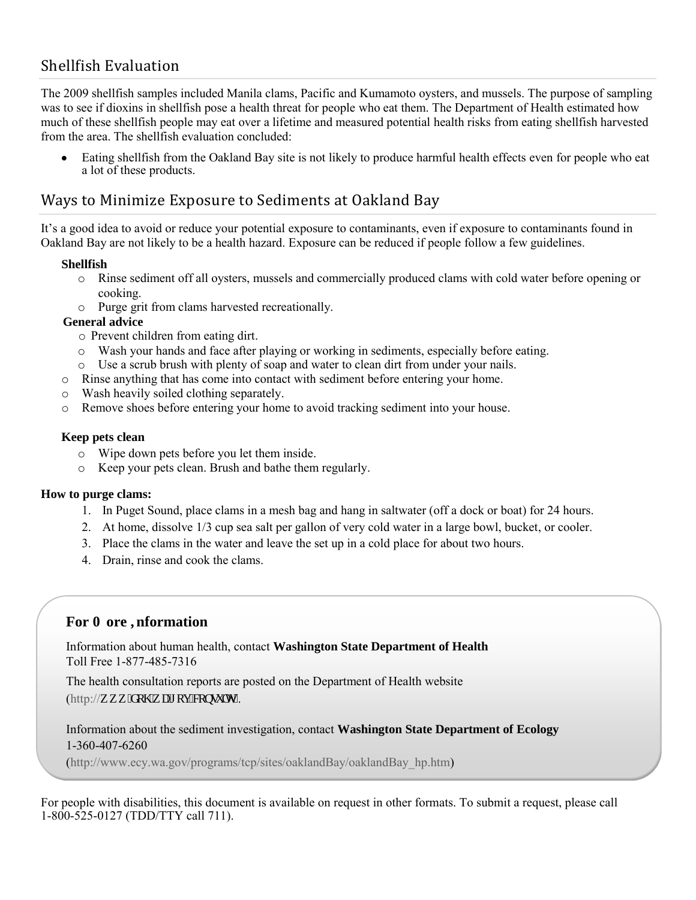## Shellfish Evaluation

The 2009 shellfish samples included Manila clams, Pacific and Kumamoto oysters, and mussels. The purpose of sampling was to see if dioxins in shellfish pose a health threat for people who eat them. The Department of Health estimated how much of these shellfish people may eat over a lifetime and measured potential health risks from eating shellfish harvested from the area. The shellfish evaluation concluded:

- Eating shellfish from the Oakland Bay site is not likely to produce harmful health effects even for people who eat a lot of these products.

## Ways to Minimize Exposure to Sediments at Oakland Bay

It's a good idea to avoid or reduce your potential exposure to contaminants, even if exposure to contaminants found in Oakland Bay are not likely to be a health hazard. Exposure can be reduced if people follow a few guidelines.

**Shellfish**

- Rinse sediment off all oysters, mussels and commercially produced clams with cold water before opening or cooking.
- Purge grit from clams harvested recreationally.

**General advice**

- Prevent children from eating dirt.
- Wash your hands and face after playing or working in sediments, especially before eating.
- Use a scrub brush with plenty of soap and water to clean dirt from under your nails.
- Rinse anything that has come into contact with sediment before entering your home.
- Wash heavily soiled clothing separately.
- Remove shoes before entering your home to avoid tracking sediment into your house.

**Keep pets clean**

- Wipe down pets before you let them inside.
- Keep your pets clean. Brush and bathe them regularly.

**How to purge clams:**

1. In Puget Sound, place clams in a mesh bag and hang in saltwater (off a dock or boat) for 24 hours.
2. At home, dissolve 1/3 cup sea salt per gallon of very cold water in a large bowl, bucket, or cooler.
3. Place the clams in the water and leave the set up in a cold place for about two hours.
4. Drain, rinse and cook the clams.

### For More Information

Information about human health, contact **Washington State Department of Health**
Toll Free 1-877-485-7316

The health consultation reports are posted on the Department of Health website (http://www.doh.wa.gov/consults).

Information about the sediment investigation, contact **Washington State Department of Ecology**
1-360-407-6260
(http://www.ecy.wa.gov/programs/tcp/sites/oaklandBay/oaklandBay_hp.htm)

For people with disabilities, this document is available on request in other formats. To submit a request, please call 1-800-525-0127 (TDD/TTY call 711).